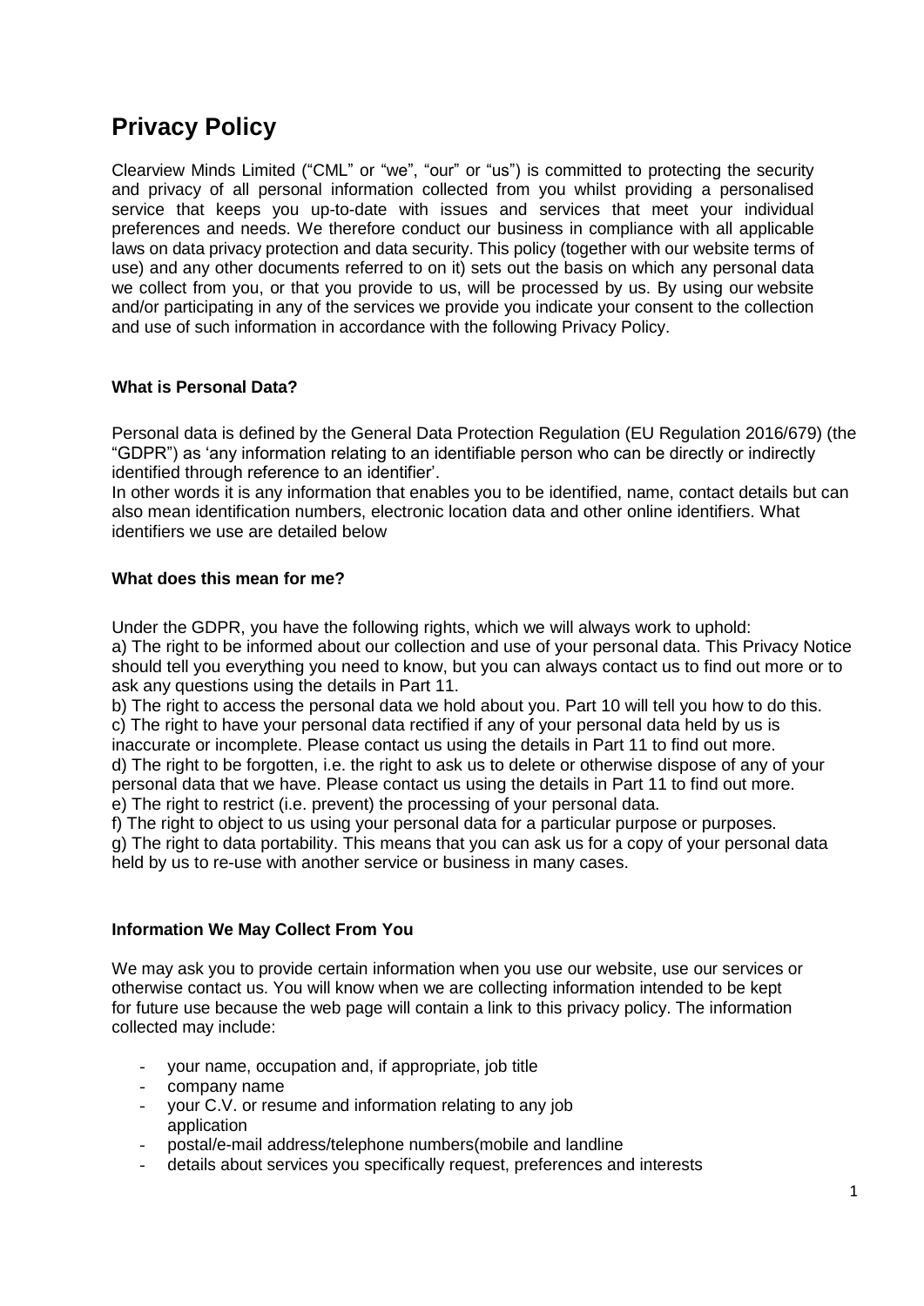# Privacy Policy

Clearview Minds Limited ("CML" or "we", "our" or "us") is committed to protecting the security and privacy of all personal information collected from you whilst providing a personalised service that keeps you up-to-date with issues and services that meet your individual preferences and needs. We therefore conduct our business in compliance with all applicable laws on data privacy protection and data security. This policy (together with our website terms of use) and any other documents referred to on it) sets out the basis on which any personal data we collect from you, or that you provide to us, will be processed by us. By using our website and/or participating in any of the services we provide you indicate your consent to the collection and use of such information in accordance with the following Privacy Policy.

**What is Personal Data?**

Personal data is defined by the General Data Protection Regulation (EU Regulation 2016/679) (the "GDPR") as 'any information relating to an identifiable person who can be directly or indirectly identified through reference to an identifier'.
In other words it is any information that enables you to be identified, name, contact details but can also mean identification numbers, electronic location data and other online identifiers. What identifiers we use are detailed below

**What does this mean for me?**

Under the GDPR, you have the following rights, which we will always work to uphold:
a) The right to be informed about our collection and use of your personal data. This Privacy Notice should tell you everything you need to know, but you can always contact us to find out more or to ask any questions using the details in Part 11.
b) The right to access the personal data we hold about you. Part 10 will tell you how to do this.
c) The right to have your personal data rectified if any of your personal data held by us is inaccurate or incomplete. Please contact us using the details in Part 11 to find out more.
d) The right to be forgotten, i.e. the right to ask us to delete or otherwise dispose of any of your personal data that we have. Please contact us using the details in Part 11 to find out more.
e) The right to restrict (i.e. prevent) the processing of your personal data.
f) The right to object to us using your personal data for a particular purpose or purposes.
g) The right to data portability. This means that you can ask us for a copy of your personal data held by us to re-use with another service or business in many cases.

**Information We May Collect From You**

We may ask you to provide certain information when you use our website, use our services or otherwise contact us. You will know when we are collecting information intended to be kept for future use because the web page will contain a link to this privacy policy. The information collected may include:

- your name, occupation and, if appropriate, job title
- company name
- your C.V. or resume and information relating to any job application
- postal/e-mail address/telephone numbers(mobile and landline
- details about services you specifically request, preferences and interests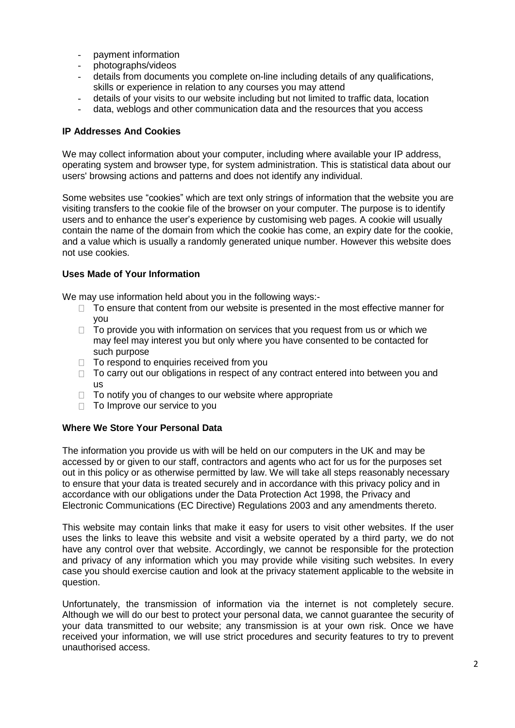- payment information
- photographs/videos
- details from documents you complete on-line including details of any qualifications, skills or experience in relation to any courses you may attend
- details of your visits to our website including but not limited to traffic data, location
- data, weblogs and other communication data and the resources that you access

**IP Addresses And Cookies**

We may collect information about your computer, including where available your IP address, operating system and browser type, for system administration. This is statistical data about our users' browsing actions and patterns and does not identify any individual.

Some websites use “cookies” which are text only strings of information that the website you are visiting transfers to the cookie file of the browser on your computer. The purpose is to identify users and to enhance the user’s experience by customising web pages. A cookie will usually contain the name of the domain from which the cookie has come, an expiry date for the cookie, and a value which is usually a randomly generated unique number. However this website does not use cookies.

**Uses Made of Your Information**

We may use information held about you in the following ways:-

- To ensure that content from our website is presented in the most effective manner for you
- To provide you with information on services that you request from us or which we may feel may interest you but only where you have consented to be contacted for such purpose
- To respond to enquiries received from you
- To carry out our obligations in respect of any contract entered into between you and us
- To notify you of changes to our website where appropriate
- To Improve our service to you

**Where We Store Your Personal Data**

The information you provide us with will be held on our computers in the UK and may be accessed by or given to our staff, contractors and agents who act for us for the purposes set out in this policy or as otherwise permitted by law. We will take all steps reasonably necessary to ensure that your data is treated securely and in accordance with this privacy policy and in accordance with our obligations under the Data Protection Act 1998, the Privacy and Electronic Communications (EC Directive) Regulations 2003 and any amendments thereto.

This website may contain links that make it easy for users to visit other websites. If the user uses the links to leave this website and visit a website operated by a third party, we do not have any control over that website. Accordingly, we cannot be responsible for the protection and privacy of any information which you may provide while visiting such websites. In every case you should exercise caution and look at the privacy statement applicable to the website in question.

Unfortunately, the transmission of information via the internet is not completely secure. Although we will do our best to protect your personal data, we cannot guarantee the security of your data transmitted to our website; any transmission is at your own risk. Once we have received your information, we will use strict procedures and security features to try to prevent unauthorised access.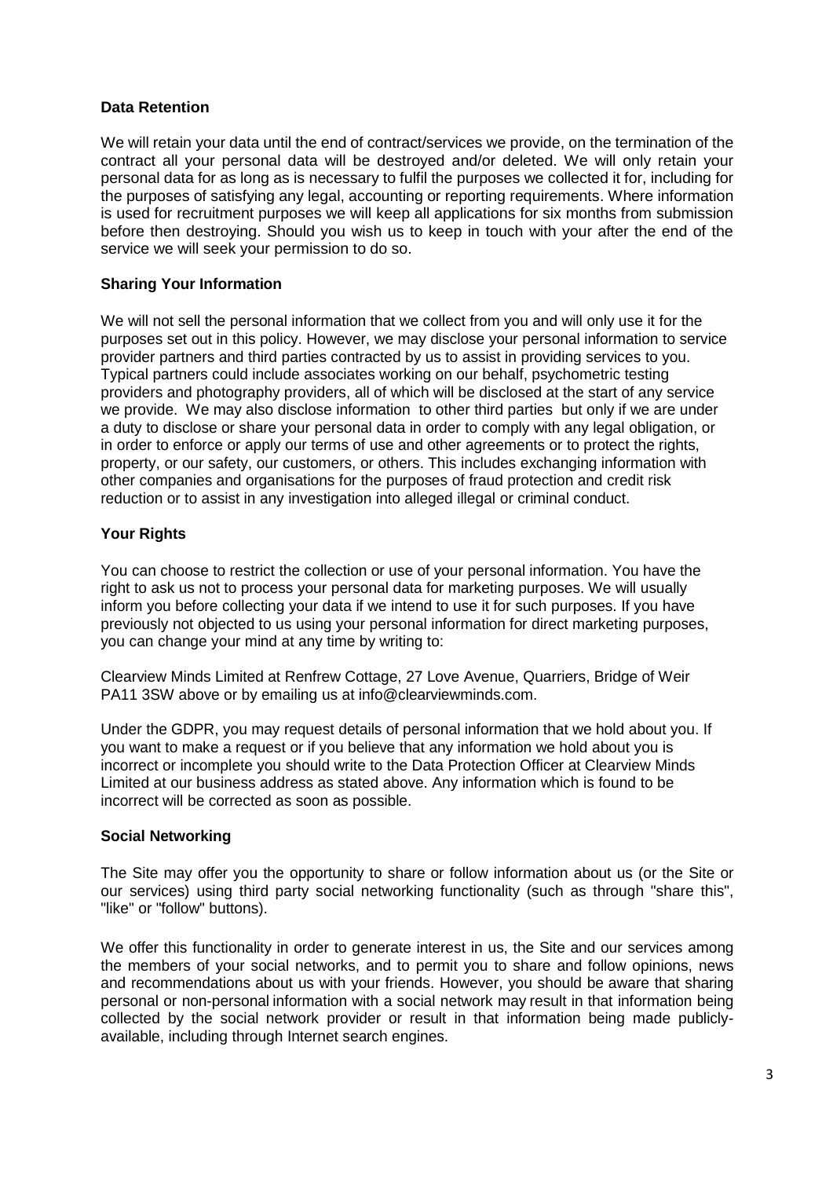**Data Retention**

We will retain your data until the end of contract/services we provide, on the termination of the contract all your personal data will be destroyed and/or deleted. We will only retain your personal data for as long as is necessary to fulfil the purposes we collected it for, including for the purposes of satisfying any legal, accounting or reporting requirements. Where information is used for recruitment purposes we will keep all applications for six months from submission before then destroying. Should you wish us to keep in touch with your after the end of the service we will seek your permission to do so.

**Sharing Your Information**

We will not sell the personal information that we collect from you and will only use it for the purposes set out in this policy. However, we may disclose your personal information to service provider partners and third parties contracted by us to assist in providing services to you. Typical partners could include associates working on our behalf, psychometric testing providers and photography providers, all of which will be disclosed at the start of any service we provide. We may also disclose information to other third parties but only if we are under a duty to disclose or share your personal data in order to comply with any legal obligation, or in order to enforce or apply our terms of use and other agreements or to protect the rights, property, or our safety, our customers, or others. This includes exchanging information with other companies and organisations for the purposes of fraud protection and credit risk reduction or to assist in any investigation into alleged illegal or criminal conduct.

**Your Rights**

You can choose to restrict the collection or use of your personal information. You have the right to ask us not to process your personal data for marketing purposes. We will usually inform you before collecting your data if we intend to use it for such purposes. If you have previously not objected to us using your personal information for direct marketing purposes, you can change your mind at any time by writing to:

Clearview Minds Limited at Renfrew Cottage, 27 Love Avenue, Quarriers, Bridge of Weir PA11 3SW above or by emailing us at info@clearviewminds.com.

Under the GDPR, you may request details of personal information that we hold about you. If you want to make a request or if you believe that any information we hold about you is incorrect or incomplete you should write to the Data Protection Officer at Clearview Minds Limited at our business address as stated above. Any information which is found to be incorrect will be corrected as soon as possible.

**Social Networking**

The Site may offer you the opportunity to share or follow information about us (or the Site or our services) using third party social networking functionality (such as through "share this", "like" or "follow" buttons).

We offer this functionality in order to generate interest in us, the Site and our services among the members of your social networks, and to permit you to share and follow opinions, news and recommendations about us with your friends. However, you should be aware that sharing personal or non-personal information with a social network may result in that information being collected by the social network provider or result in that information being made publicly-available, including through Internet search engines.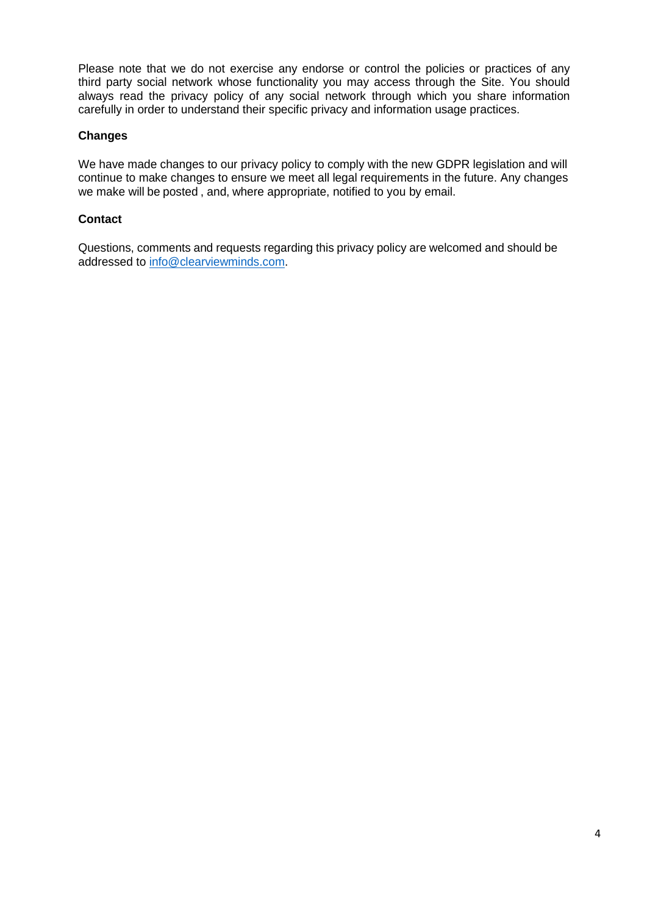Please note that we do not exercise any endorse or control the policies or practices of any third party social network whose functionality you may access through the Site. You should always read the privacy policy of any social network through which you share information carefully in order to understand their specific privacy and information usage practices.

**Changes**

We have made changes to our privacy policy to comply with the new GDPR legislation and will continue to make changes to ensure we meet all legal requirements in the future. Any changes we make will be posted , and, where appropriate, notified to you by email.

**Contact**

Questions, comments and requests regarding this privacy policy are welcomed and should be addressed to info@clearviewminds.com.